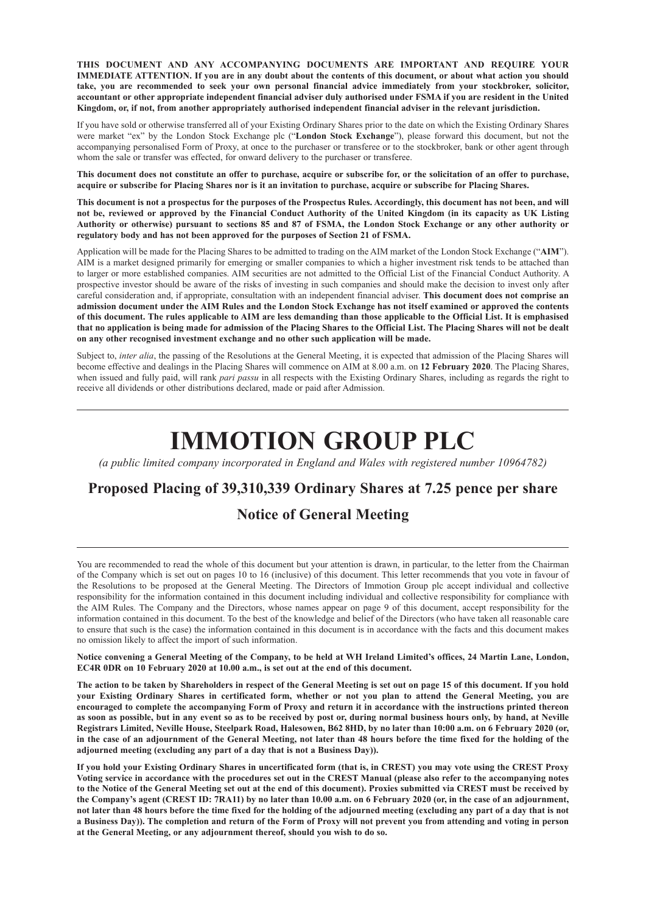**THIS DOCUMENT AND ANY ACCOMPANYING DOCUMENTS ARE IMPORTANT AND REQUIRE YOUR IMMEDIATE ATTENTION. If you are in any doubt about the contents of this document, or about what action you should take, you are recommended to seek your own personal financial advice immediately from your stockbroker, solicitor, accountant or other appropriate independent financial adviser duly authorised under FSMA if you are resident in the United Kingdom, or, if not, from another appropriately authorised independent financial adviser in the relevant jurisdiction.**

If you have sold or otherwise transferred all of your Existing Ordinary Shares prior to the date on which the Existing Ordinary Shares were market "ex" by the London Stock Exchange plc ("**London Stock Exchange**"), please forward this document, but not the accompanying personalised Form of Proxy, at once to the purchaser or transferee or to the stockbroker, bank or other agent through whom the sale or transfer was effected, for onward delivery to the purchaser or transferee.

**This document does not constitute an offer to purchase, acquire or subscribe for, or the solicitation of an offer to purchase, acquire or subscribe for Placing Shares nor is it an invitation to purchase, acquire or subscribe for Placing Shares.**

**This document is not a prospectus for the purposes of the Prospectus Rules. Accordingly, this document has not been, and will not be, reviewed or approved by the Financial Conduct Authority of the United Kingdom (in its capacity as UK Listing Authority or otherwise) pursuant to sections 85 and 87 of FSMA, the London Stock Exchange or any other authority or regulatory body and has not been approved for the purposes of Section 21 of FSMA.**

Application will be made for the Placing Shares to be admitted to trading on the AIM market of the London Stock Exchange ("**AIM**"). AIM is a market designed primarily for emerging or smaller companies to which a higher investment risk tends to be attached than to larger or more established companies. AIM securities are not admitted to the Official List of the Financial Conduct Authority. A prospective investor should be aware of the risks of investing in such companies and should make the decision to invest only after careful consideration and, if appropriate, consultation with an independent financial adviser. **This document does not comprise an admission document under the AIM Rules and the London Stock Exchange has not itself examined or approved the contents of this document. The rules applicable to AIM are less demanding than those applicable to the Official List. It is emphasised that no application is being made for admission of the Placing Shares to the Official List. The Placing Shares will not be dealt on any other recognised investment exchange and no other such application will be made.**

Subject to, *inter alia*, the passing of the Resolutions at the General Meeting, it is expected that admission of the Placing Shares will become effective and dealings in the Placing Shares will commence on AIM at 8.00 a.m. on **12 February 2020**. The Placing Shares, when issued and fully paid, will rank *pari passu* in all respects with the Existing Ordinary Shares, including as regards the right to receive all dividends or other distributions declared, made or paid after Admission.

# IMMOTION GROUP PLC

*(a public limited company incorporated in England and Wales with registered number 10964782)*

## Proposed Placing of 39,310,339 Ordinary Shares at 7.25 pence per share

## Notice of General Meeting

You are recommended to read the whole of this document but your attention is drawn, in particular, to the letter from the Chairman of the Company which is set out on pages 10 to 16 (inclusive) of this document. This letter recommends that you vote in favour of the Resolutions to be proposed at the General Meeting. The Directors of Immotion Group plc accept individual and collective responsibility for the information contained in this document including individual and collective responsibility for compliance with the AIM Rules. The Company and the Directors, whose names appear on page 9 of this document, accept responsibility for the information contained in this document. To the best of the knowledge and belief of the Directors (who have taken all reasonable care to ensure that such is the case) the information contained in this document is in accordance with the facts and this document makes no omission likely to affect the import of such information.

**Notice convening a General Meeting of the Company, to be held at WH Ireland Limited's offices, 24 Martin Lane, London, EC4R 0DR on 10 February 2020 at 10.00 a.m., is set out at the end of this document.**

**The action to be taken by Shareholders in respect of the General Meeting is set out on page 15 of this document. If you hold your Existing Ordinary Shares in certificated form, whether or not you plan to attend the General Meeting, you are encouraged to complete the accompanying Form of Proxy and return it in accordance with the instructions printed thereon as soon as possible, but in any event so as to be received by post or, during normal business hours only, by hand, at Neville Registrars Limited, Neville House, Steelpark Road, Halesowen, B62 8HD, by no later than 10:00 a.m. on 6 February 2020 (or, in the case of an adjournment of the General Meeting, not later than 48 hours before the time fixed for the holding of the adjourned meeting (excluding any part of a day that is not a Business Day)).**

**If you hold your Existing Ordinary Shares in uncertificated form (that is, in CREST) you may vote using the CREST Proxy Voting service in accordance with the procedures set out in the CREST Manual (please also refer to the accompanying notes to the Notice of the General Meeting set out at the end of this document). Proxies submitted via CREST must be received by the Company's agent (CREST ID: 7RA11) by no later than 10.00 a.m. on 6 February 2020 (or, in the case of an adjournment, not later than 48 hours before the time fixed for the holding of the adjourned meeting (excluding any part of a day that is not a Business Day)). The completion and return of the Form of Proxy will not prevent you from attending and voting in person at the General Meeting, or any adjournment thereof, should you wish to do so.**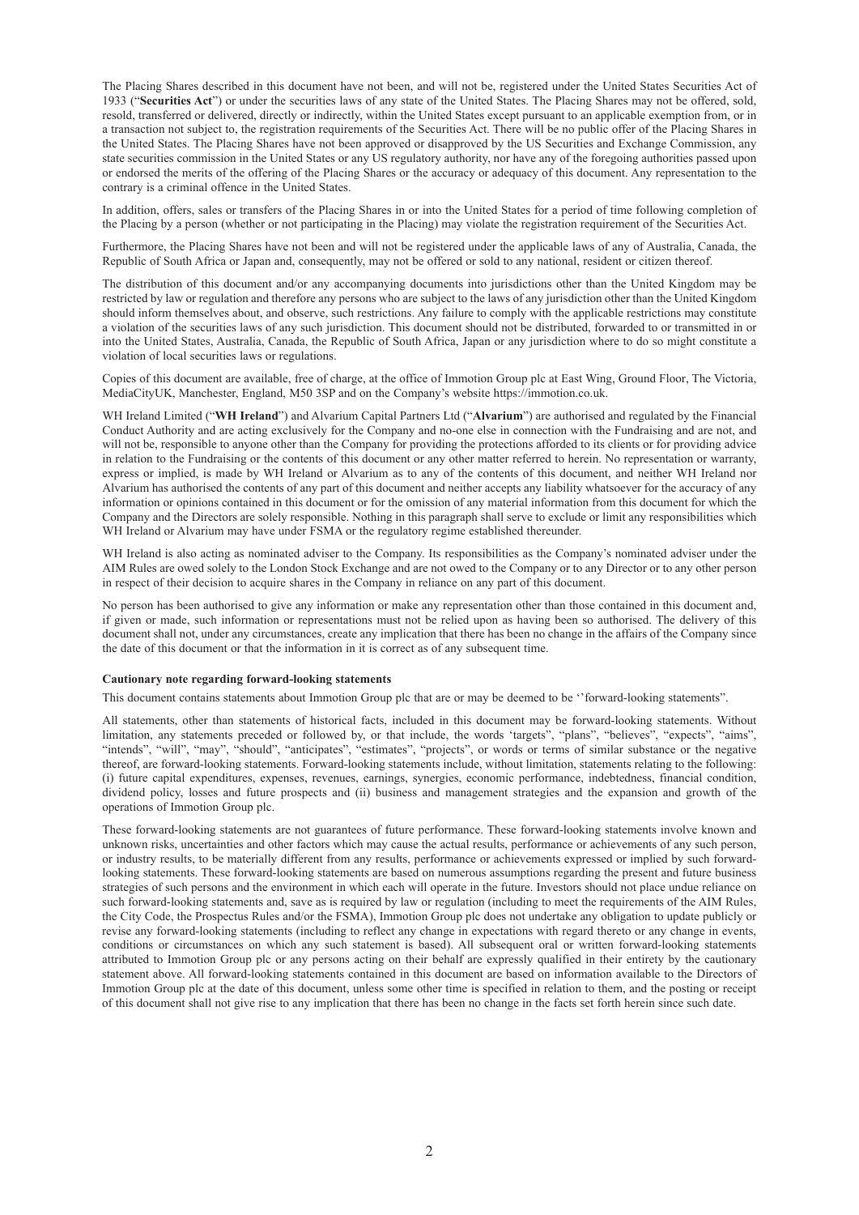The Placing Shares described in this document have not been, and will not be, registered under the United States Securities Act of 1933 ("**Securities Act**") or under the securities laws of any state of the United States. The Placing Shares may not be offered, sold, resold, transferred or delivered, directly or indirectly, within the United States except pursuant to an applicable exemption from, or in a transaction not subject to, the registration requirements of the Securities Act. There will be no public offer of the Placing Shares in the United States. The Placing Shares have not been approved or disapproved by the US Securities and Exchange Commission, any state securities commission in the United States or any US regulatory authority, nor have any of the foregoing authorities passed upon or endorsed the merits of the offering of the Placing Shares or the accuracy or adequacy of this document. Any representation to the contrary is a criminal offence in the United States.

In addition, offers, sales or transfers of the Placing Shares in or into the United States for a period of time following completion of the Placing by a person (whether or not participating in the Placing) may violate the registration requirement of the Securities Act.

Furthermore, the Placing Shares have not been and will not be registered under the applicable laws of any of Australia, Canada, the Republic of South Africa or Japan and, consequently, may not be offered or sold to any national, resident or citizen thereof.

The distribution of this document and/or any accompanying documents into jurisdictions other than the United Kingdom may be restricted by law or regulation and therefore any persons who are subject to the laws of any jurisdiction other than the United Kingdom should inform themselves about, and observe, such restrictions. Any failure to comply with the applicable restrictions may constitute a violation of the securities laws of any such jurisdiction. This document should not be distributed, forwarded to or transmitted in or into the United States, Australia, Canada, the Republic of South Africa, Japan or any jurisdiction where to do so might constitute a violation of local securities laws or regulations.

Copies of this document are available, free of charge, at the office of Immotion Group plc at East Wing, Ground Floor, The Victoria, MediaCityUK, Manchester, England, M50 3SP and on the Company's website https://immotion.co.uk.

WH Ireland Limited ("**WH Ireland**") and Alvarium Capital Partners Ltd ("**Alvarium**") are authorised and regulated by the Financial Conduct Authority and are acting exclusively for the Company and no-one else in connection with the Fundraising and are not, and will not be, responsible to anyone other than the Company for providing the protections afforded to its clients or for providing advice in relation to the Fundraising or the contents of this document or any other matter referred to herein. No representation or warranty, express or implied, is made by WH Ireland or Alvarium as to any of the contents of this document, and neither WH Ireland nor Alvarium has authorised the contents of any part of this document and neither accepts any liability whatsoever for the accuracy of any information or opinions contained in this document or for the omission of any material information from this document for which the Company and the Directors are solely responsible. Nothing in this paragraph shall serve to exclude or limit any responsibilities which WH Ireland or Alvarium may have under FSMA or the regulatory regime established thereunder.

WH Ireland is also acting as nominated adviser to the Company. Its responsibilities as the Company's nominated adviser under the AIM Rules are owed solely to the London Stock Exchange and are not owed to the Company or to any Director or to any other person in respect of their decision to acquire shares in the Company in reliance on any part of this document.

No person has been authorised to give any information or make any representation other than those contained in this document and, if given or made, such information or representations must not be relied upon as having been so authorised. The delivery of this document shall not, under any circumstances, create any implication that there has been no change in the affairs of the Company since the date of this document or that the information in it is correct as of any subsequent time.

**Cautionary note regarding forward-looking statements**

This document contains statements about Immotion Group plc that are or may be deemed to be ''forward-looking statements".

All statements, other than statements of historical facts, included in this document may be forward-looking statements. Without limitation, any statements preceded or followed by, or that include, the words 'targets", "plans", "believes", "expects", "aims", "intends", "will", "may", "should", "anticipates", "estimates", "projects", or words or terms of similar substance or the negative thereof, are forward-looking statements. Forward-looking statements include, without limitation, statements relating to the following: (i) future capital expenditures, expenses, revenues, earnings, synergies, economic performance, indebtedness, financial condition, dividend policy, losses and future prospects and (ii) business and management strategies and the expansion and growth of the operations of Immotion Group plc.

These forward-looking statements are not guarantees of future performance. These forward-looking statements involve known and unknown risks, uncertainties and other factors which may cause the actual results, performance or achievements of any such person, or industry results, to be materially different from any results, performance or achievements expressed or implied by such forward-looking statements. These forward-looking statements are based on numerous assumptions regarding the present and future business strategies of such persons and the environment in which each will operate in the future. Investors should not place undue reliance on such forward-looking statements and, save as is required by law or regulation (including to meet the requirements of the AIM Rules, the City Code, the Prospectus Rules and/or the FSMA), Immotion Group plc does not undertake any obligation to update publicly or revise any forward-looking statements (including to reflect any change in expectations with regard thereto or any change in events, conditions or circumstances on which any such statement is based). All subsequent oral or written forward-looking statements attributed to Immotion Group plc or any persons acting on their behalf are expressly qualified in their entirety by the cautionary statement above. All forward-looking statements contained in this document are based on information available to the Directors of Immotion Group plc at the date of this document, unless some other time is specified in relation to them, and the posting or receipt of this document shall not give rise to any implication that there has been no change in the facts set forth herein since such date.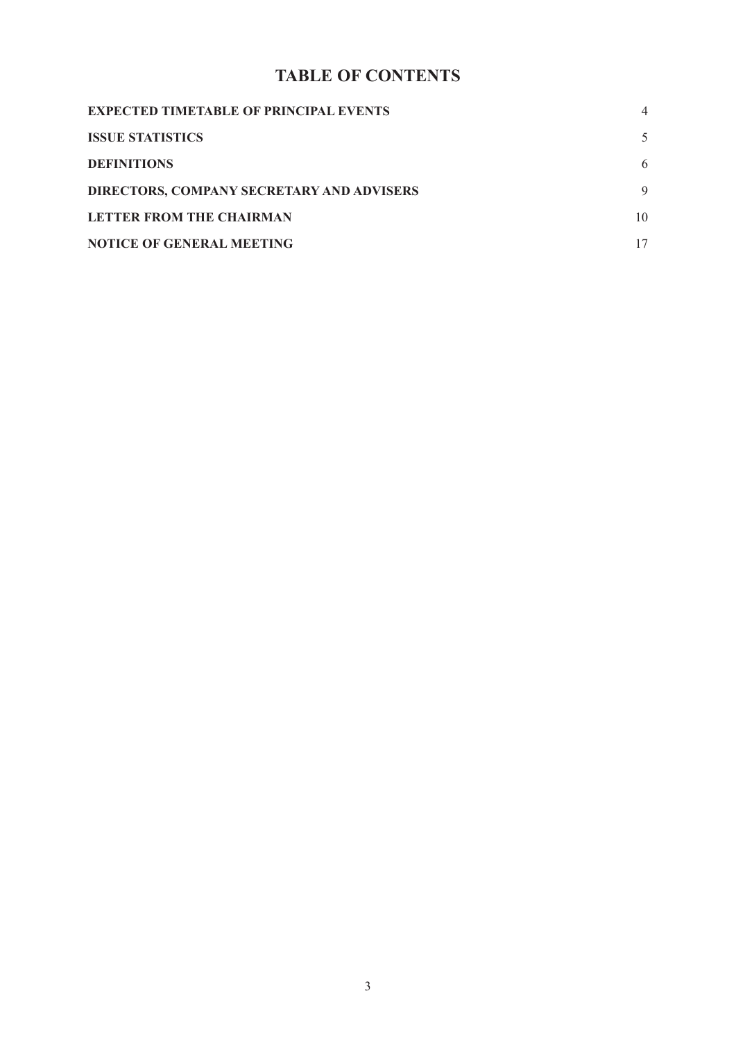# TABLE OF CONTENTS

| | |
|---|---|
| **EXPECTED TIMETABLE OF PRINCIPAL EVENTS** | 4 |
| **ISSUE STATISTICS** | 5 |
| **DEFINITIONS** | 6 |
| **DIRECTORS, COMPANY SECRETARY AND ADVISERS** | 9 |
| **LETTER FROM THE CHAIRMAN** | 10 |
| **NOTICE OF GENERAL MEETING** | 17 |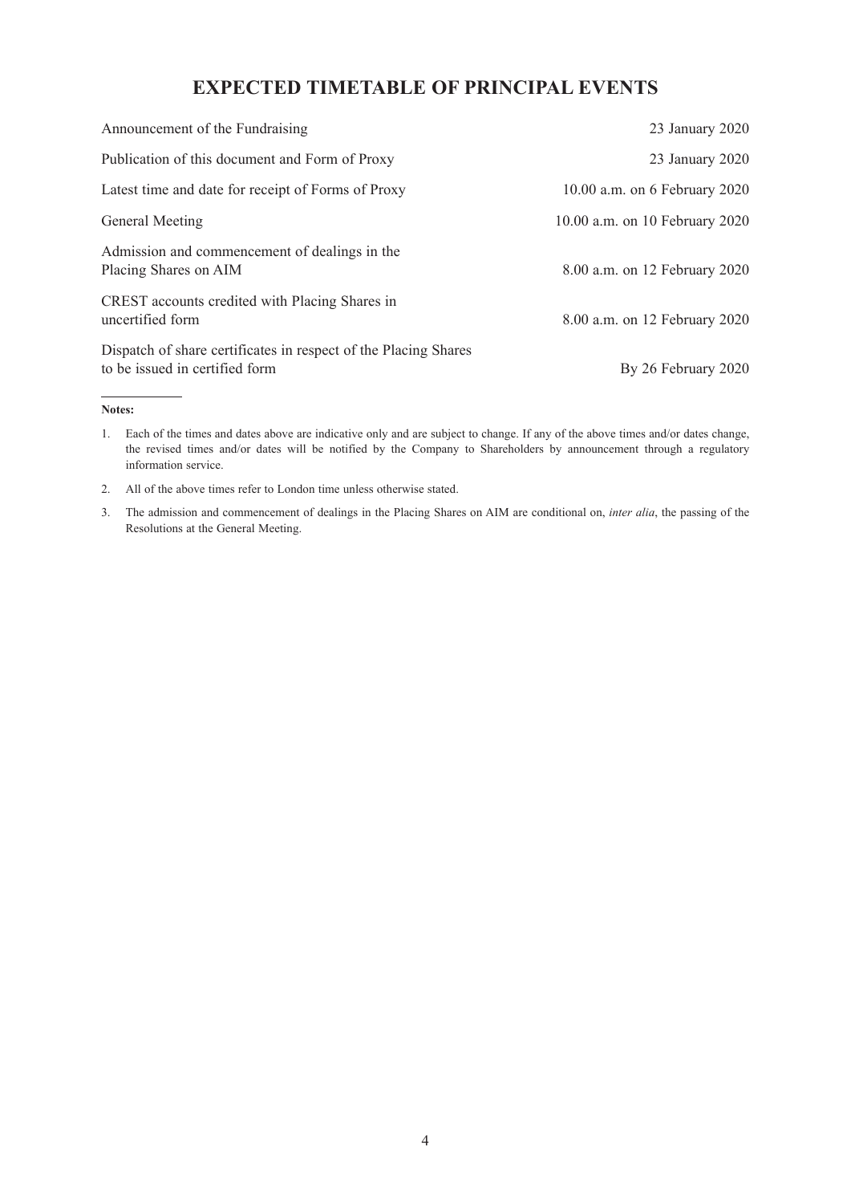# EXPECTED TIMETABLE OF PRINCIPAL EVENTS

| | |
|---|---|
| Announcement of the Fundraising | 23 January 2020 |
| Publication of this document and Form of Proxy | 23 January 2020 |
| Latest time and date for receipt of Forms of Proxy | 10.00 a.m. on 6 February 2020 |
| General Meeting | 10.00 a.m. on 10 February 2020 |
| Admission and commencement of dealings in the Placing Shares on AIM | 8.00 a.m. on 12 February 2020 |
| CREST accounts credited with Placing Shares in uncertified form | 8.00 a.m. on 12 February 2020 |
| Dispatch of share certificates in respect of the Placing Shares to be issued in certified form | By 26 February 2020 |

**Notes:**

1. Each of the times and dates above are indicative only and are subject to change. If any of the above times and/or dates change, the revised times and/or dates will be notified by the Company to Shareholders by announcement through a regulatory information service.
2. All of the above times refer to London time unless otherwise stated.
3. The admission and commencement of dealings in the Placing Shares on AIM are conditional on, *inter alia*, the passing of the Resolutions at the General Meeting.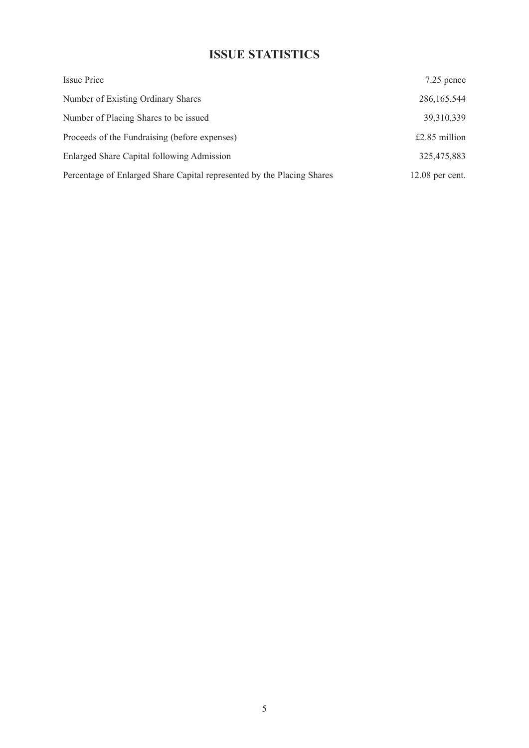# ISSUE STATISTICS

| | |
|---|---|
| Issue Price | 7.25 pence |
| Number of Existing Ordinary Shares | 286,165,544 |
| Number of Placing Shares to be issued | 39,310,339 |
| Proceeds of the Fundraising (before expenses) | £2.85 million |
| Enlarged Share Capital following Admission | 325,475,883 |
| Percentage of Enlarged Share Capital represented by the Placing Shares | 12.08 per cent. |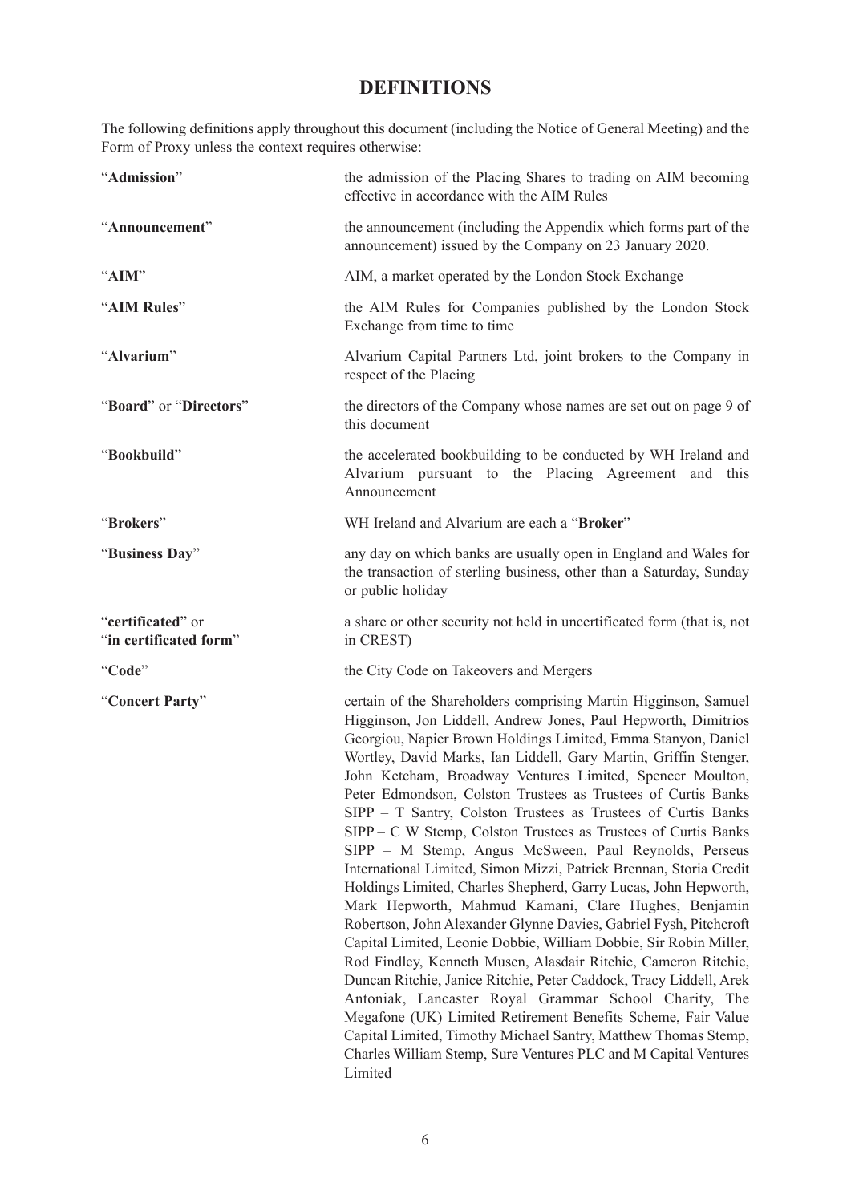# DEFINITIONS

The following definitions apply throughout this document (including the Notice of General Meeting) and the Form of Proxy unless the context requires otherwise:

| | |
|---|---|
| "**Admission**" | the admission of the Placing Shares to trading on AIM becoming effective in accordance with the AIM Rules |
| "**Announcement**" | the announcement (including the Appendix which forms part of the announcement) issued by the Company on 23 January 2020. |
| "**AIM**" | AIM, a market operated by the London Stock Exchange |
| "**AIM Rules**" | the AIM Rules for Companies published by the London Stock Exchange from time to time |
| "**Alvarium**" | Alvarium Capital Partners Ltd, joint brokers to the Company in respect of the Placing |
| "**Board**" or "**Directors**" | the directors of the Company whose names are set out on page 9 of this document |
| "**Bookbuild**" | the accelerated bookbuilding to be conducted by WH Ireland and Alvarium pursuant to the Placing Agreement and this Announcement |
| "**Brokers**" | WH Ireland and Alvarium are each a "**Broker**" |
| "**Business Day**" | any day on which banks are usually open in England and Wales for the transaction of sterling business, other than a Saturday, Sunday or public holiday |
| "**certificated**" or "**in certificated form**" | a share or other security not held in uncertificated form (that is, not in CREST) |
| "**Code**" | the City Code on Takeovers and Mergers |
| "**Concert Party**" | certain of the Shareholders comprising Martin Higginson, Samuel Higginson, Jon Liddell, Andrew Jones, Paul Hepworth, Dimitrios Georgiou, Napier Brown Holdings Limited, Emma Stanyon, Daniel Wortley, David Marks, Ian Liddell, Gary Martin, Griffin Stenger, John Ketcham, Broadway Ventures Limited, Spencer Moulton, Peter Edmondson, Colston Trustees as Trustees of Curtis Banks SIPP – T Santry, Colston Trustees as Trustees of Curtis Banks SIPP – C W Stemp, Colston Trustees as Trustees of Curtis Banks SIPP – M Stemp, Angus McSween, Paul Reynolds, Perseus International Limited, Simon Mizzi, Patrick Brennan, Storia Credit Holdings Limited, Charles Shepherd, Garry Lucas, John Hepworth, Mark Hepworth, Mahmud Kamani, Clare Hughes, Benjamin Robertson, John Alexander Glynne Davies, Gabriel Fysh, Pitchcroft Capital Limited, Leonie Dobbie, William Dobbie, Sir Robin Miller, Rod Findley, Kenneth Musen, Alasdair Ritchie, Cameron Ritchie, Duncan Ritchie, Janice Ritchie, Peter Caddock, Tracy Liddell, Arek Antoniak, Lancaster Royal Grammar School Charity, The Megafone (UK) Limited Retirement Benefits Scheme, Fair Value Capital Limited, Timothy Michael Santry, Matthew Thomas Stemp, Charles William Stemp, Sure Ventures PLC and M Capital Ventures Limited |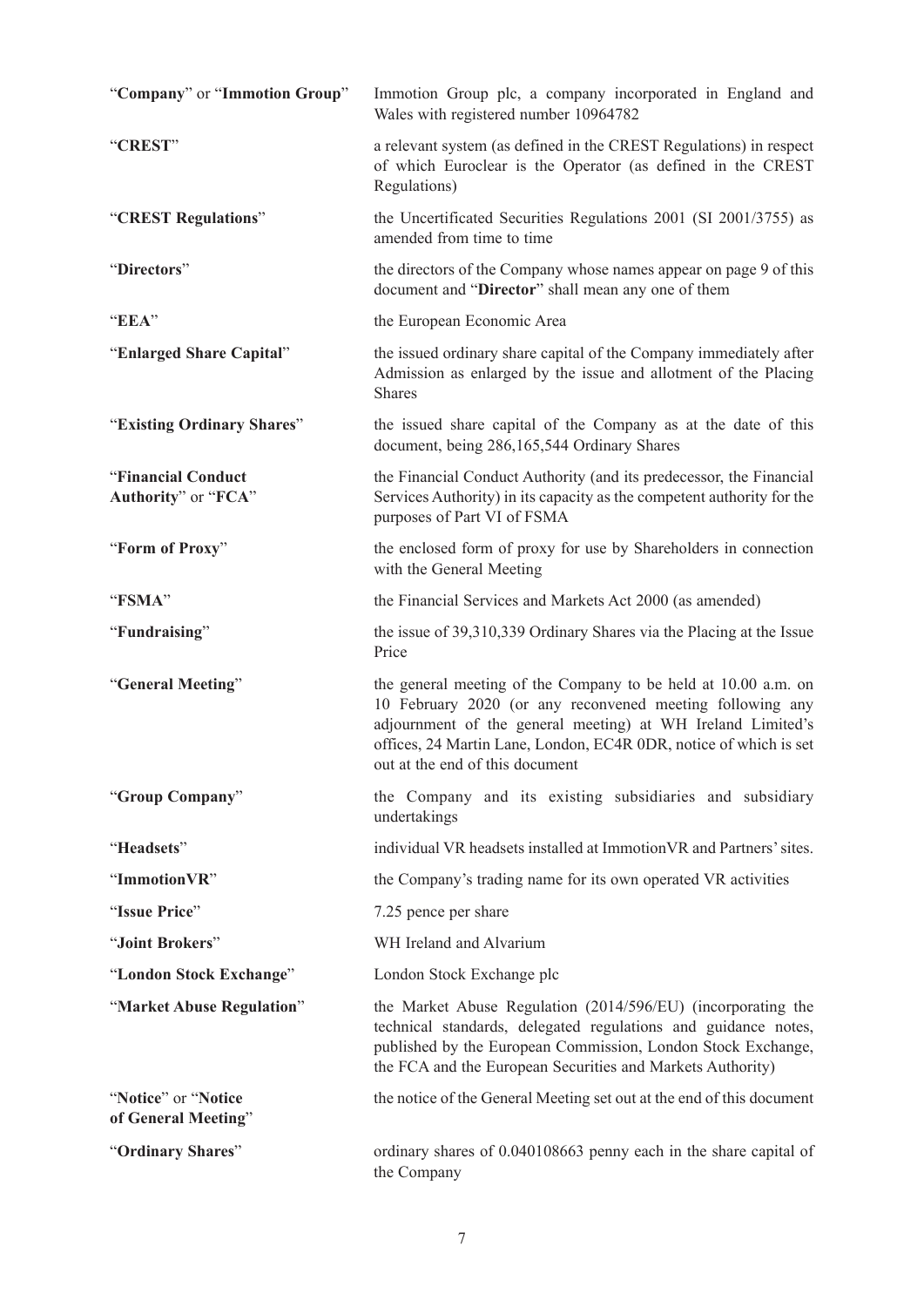| | |
|---|---|
| "**Company**" or "**Immotion Group**" | Immotion Group plc, a company incorporated in England and Wales with registered number 10964782 |
| "**CREST**" | a relevant system (as defined in the CREST Regulations) in respect of which Euroclear is the Operator (as defined in the CREST Regulations) |
| "**CREST Regulations**" | the Uncertificated Securities Regulations 2001 (SI 2001/3755) as amended from time to time |
| "**Directors**" | the directors of the Company whose names appear on page 9 of this document and "**Director**" shall mean any one of them |
| "**EEA**" | the European Economic Area |
| "**Enlarged Share Capital**" | the issued ordinary share capital of the Company immediately after Admission as enlarged by the issue and allotment of the Placing Shares |
| "**Existing Ordinary Shares**" | the issued share capital of the Company as at the date of this document, being 286,165,544 Ordinary Shares |
| "**Financial Conduct Authority**" or "**FCA**" | the Financial Conduct Authority (and its predecessor, the Financial Services Authority) in its capacity as the competent authority for the purposes of Part VI of FSMA |
| "**Form of Proxy**" | the enclosed form of proxy for use by Shareholders in connection with the General Meeting |
| "**FSMA**" | the Financial Services and Markets Act 2000 (as amended) |
| "**Fundraising**" | the issue of 39,310,339 Ordinary Shares via the Placing at the Issue Price |
| "**General Meeting**" | the general meeting of the Company to be held at 10.00 a.m. on 10 February 2020 (or any reconvened meeting following any adjournment of the general meeting) at WH Ireland Limited's offices, 24 Martin Lane, London, EC4R 0DR, notice of which is set out at the end of this document |
| "**Group Company**" | the Company and its existing subsidiaries and subsidiary undertakings |
| "**Headsets**" | individual VR headsets installed at ImmotionVR and Partners' sites. |
| "**ImmotionVR**" | the Company's trading name for its own operated VR activities |
| "**Issue Price**" | 7.25 pence per share |
| "**Joint Brokers**" | WH Ireland and Alvarium |
| "**London Stock Exchange**" | London Stock Exchange plc |
| "**Market Abuse Regulation**" | the Market Abuse Regulation (2014/596/EU) (incorporating the technical standards, delegated regulations and guidance notes, published by the European Commission, London Stock Exchange, the FCA and the European Securities and Markets Authority) |
| "**Notice**" or "**Notice of General Meeting**" | the notice of the General Meeting set out at the end of this document |
| "**Ordinary Shares**" | ordinary shares of 0.040108663 penny each in the share capital of the Company |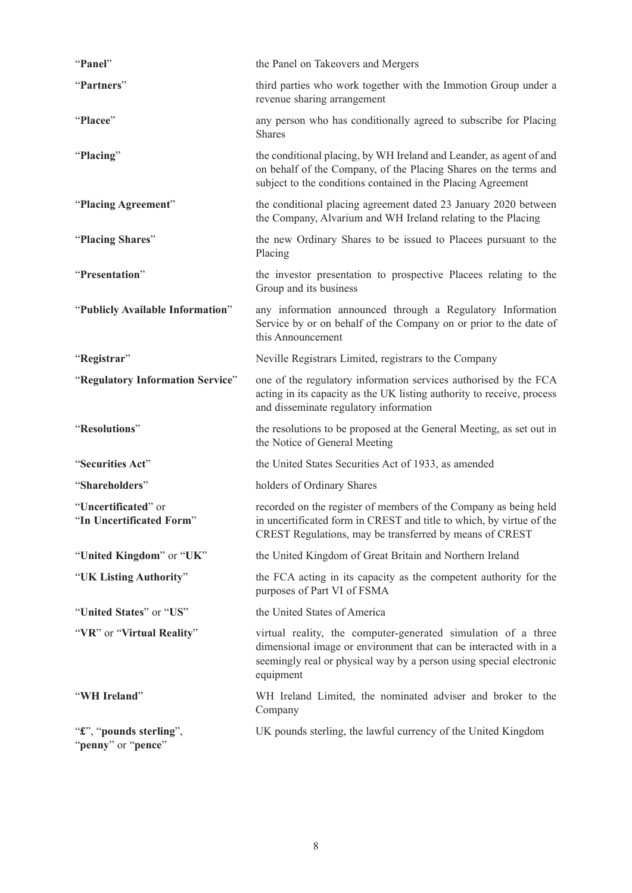| | |
|---|---|
| "**Panel**" | the Panel on Takeovers and Mergers |
| "**Partners**" | third parties who work together with the Immotion Group under a revenue sharing arrangement |
| "**Placee**" | any person who has conditionally agreed to subscribe for Placing Shares |
| "**Placing**" | the conditional placing, by WH Ireland and Leander, as agent of and on behalf of the Company, of the Placing Shares on the terms and subject to the conditions contained in the Placing Agreement |
| "**Placing Agreement**" | the conditional placing agreement dated 23 January 2020 between the Company, Alvarium and WH Ireland relating to the Placing |
| "**Placing Shares**" | the new Ordinary Shares to be issued to Placees pursuant to the Placing |
| "**Presentation**" | the investor presentation to prospective Placees relating to the Group and its business |
| "**Publicly Available Information**" | any information announced through a Regulatory Information Service by or on behalf of the Company on or prior to the date of this Announcement |
| "**Registrar**" | Neville Registrars Limited, registrars to the Company |
| "**Regulatory Information Service**" | one of the regulatory information services authorised by the FCA acting in its capacity as the UK listing authority to receive, process and disseminate regulatory information |
| "**Resolutions**" | the resolutions to be proposed at the General Meeting, as set out in the Notice of General Meeting |
| "**Securities Act**" | the United States Securities Act of 1933, as amended |
| "**Shareholders**" | holders of Ordinary Shares |
| "**Uncertificated**" or "**In Uncertificated Form**" | recorded on the register of members of the Company as being held in uncertificated form in CREST and title to which, by virtue of the CREST Regulations, may be transferred by means of CREST |
| "**United Kingdom**" or "**UK**" | the United Kingdom of Great Britain and Northern Ireland |
| "**UK Listing Authority**" | the FCA acting in its capacity as the competent authority for the purposes of Part VI of FSMA |
| "**United States**" or "**US**" | the United States of America |
| "**VR**" or "**Virtual Reality**" | virtual reality, the computer-generated simulation of a three dimensional image or environment that can be interacted with in a seemingly real or physical way by a person using special electronic equipment |
| "**WH Ireland**" | WH Ireland Limited, the nominated adviser and broker to the Company |
| "**£**", "**pounds sterling**", "**penny**" or "**pence**" | UK pounds sterling, the lawful currency of the United Kingdom |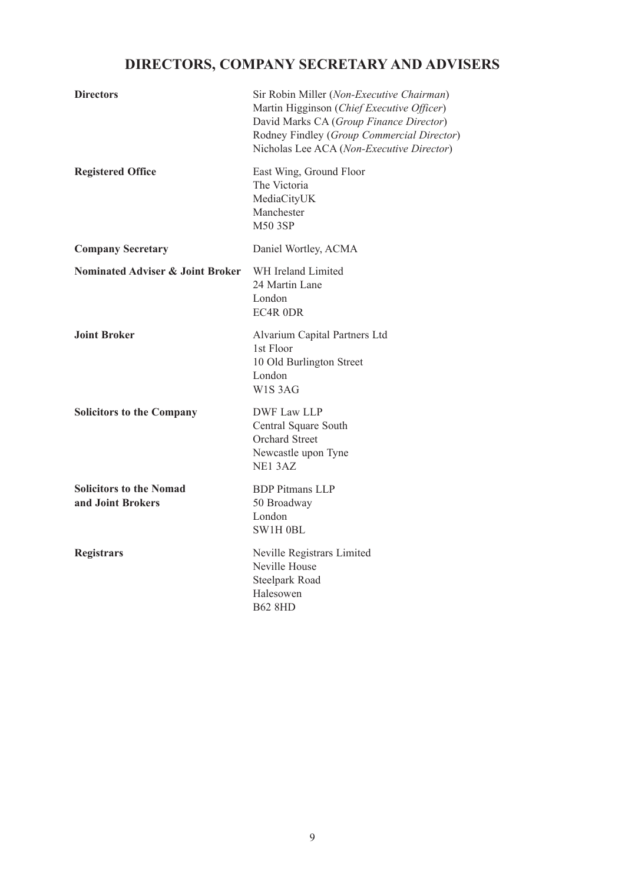# DIRECTORS, COMPANY SECRETARY AND ADVISERS

| | |
|---|---|
| **Directors** | Sir Robin Miller (*Non-Executive Chairman*)<br>Martin Higginson (*Chief Executive Officer*)<br>David Marks CA (*Group Finance Director*)<br>Rodney Findley (*Group Commercial Director*)<br>Nicholas Lee ACA (*Non-Executive Director*) |
| **Registered Office** | East Wing, Ground Floor<br>The Victoria<br>MediaCityUK<br>Manchester<br>M50 3SP |
| **Company Secretary** | Daniel Wortley, ACMA |
| **Nominated Adviser & Joint Broker** | WH Ireland Limited<br>24 Martin Lane<br>London<br>EC4R 0DR |
| **Joint Broker** | Alvarium Capital Partners Ltd<br>1st Floor<br>10 Old Burlington Street<br>London<br>W1S 3AG |
| **Solicitors to the Company** | DWF Law LLP<br>Central Square South<br>Orchard Street<br>Newcastle upon Tyne<br>NE1 3AZ |
| **Solicitors to the Nomad and Joint Brokers** | BDP Pitmans LLP<br>50 Broadway<br>London<br>SW1H 0BL |
| **Registrars** | Neville Registrars Limited<br>Neville House<br>Steelpark Road<br>Halesowen<br>B62 8HD |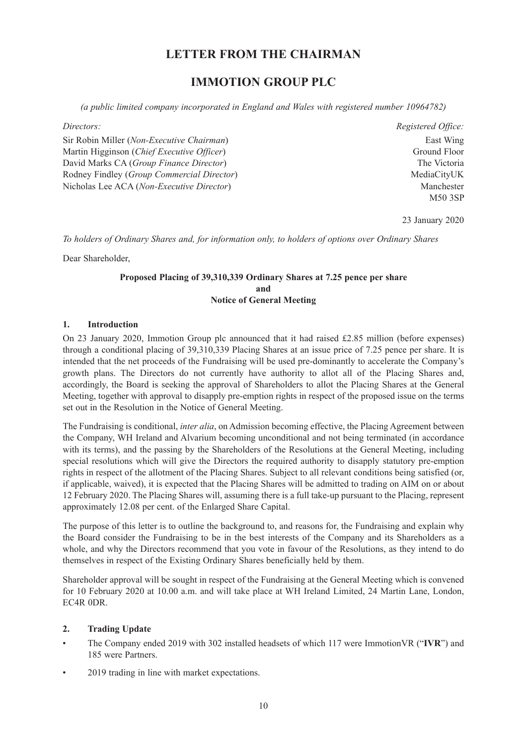# LETTER FROM THE CHAIRMAN

# IMMOTION GROUP PLC

*(a public limited company incorporated in England and Wales with registered number 10964782)*

*Directors:*

Sir Robin Miller (*Non-Executive Chairman*)
Martin Higginson (*Chief Executive Officer*)
David Marks CA (*Group Finance Director*)
Rodney Findley (*Group Commercial Director*)
Nicholas Lee ACA (*Non-Executive Director*)

*Registered Office:*

East Wing
Ground Floor
The Victoria
MediaCityUK
Manchester
M50 3SP

23 January 2020

*To holders of Ordinary Shares and, for information only, to holders of options over Ordinary Shares*

Dear Shareholder,

**Proposed Placing of 39,310,339 Ordinary Shares at 7.25 pence per share**
**and**
**Notice of General Meeting**

### 1. Introduction

On 23 January 2020, Immotion Group plc announced that it had raised £2.85 million (before expenses) through a conditional placing of 39,310,339 Placing Shares at an issue price of 7.25 pence per share. It is intended that the net proceeds of the Fundraising will be used pre-dominantly to accelerate the Company's growth plans. The Directors do not currently have authority to allot all of the Placing Shares and, accordingly, the Board is seeking the approval of Shareholders to allot the Placing Shares at the General Meeting, together with approval to disapply pre-emption rights in respect of the proposed issue on the terms set out in the Resolution in the Notice of General Meeting.

The Fundraising is conditional, *inter alia*, on Admission becoming effective, the Placing Agreement between the Company, WH Ireland and Alvarium becoming unconditional and not being terminated (in accordance with its terms), and the passing by the Shareholders of the Resolutions at the General Meeting, including special resolutions which will give the Directors the required authority to disapply statutory pre-emption rights in respect of the allotment of the Placing Shares. Subject to all relevant conditions being satisfied (or, if applicable, waived), it is expected that the Placing Shares will be admitted to trading on AIM on or about 12 February 2020. The Placing Shares will, assuming there is a full take-up pursuant to the Placing, represent approximately 12.08 per cent. of the Enlarged Share Capital.

The purpose of this letter is to outline the background to, and reasons for, the Fundraising and explain why the Board consider the Fundraising to be in the best interests of the Company and its Shareholders as a whole, and why the Directors recommend that you vote in favour of the Resolutions, as they intend to do themselves in respect of the Existing Ordinary Shares beneficially held by them.

Shareholder approval will be sought in respect of the Fundraising at the General Meeting which is convened for 10 February 2020 at 10.00 a.m. and will take place at WH Ireland Limited, 24 Martin Lane, London, EC4R 0DR.

### 2. Trading Update

- The Company ended 2019 with 302 installed headsets of which 117 were ImmotionVR ("**IVR**") and 185 were Partners.
- 2019 trading in line with market expectations.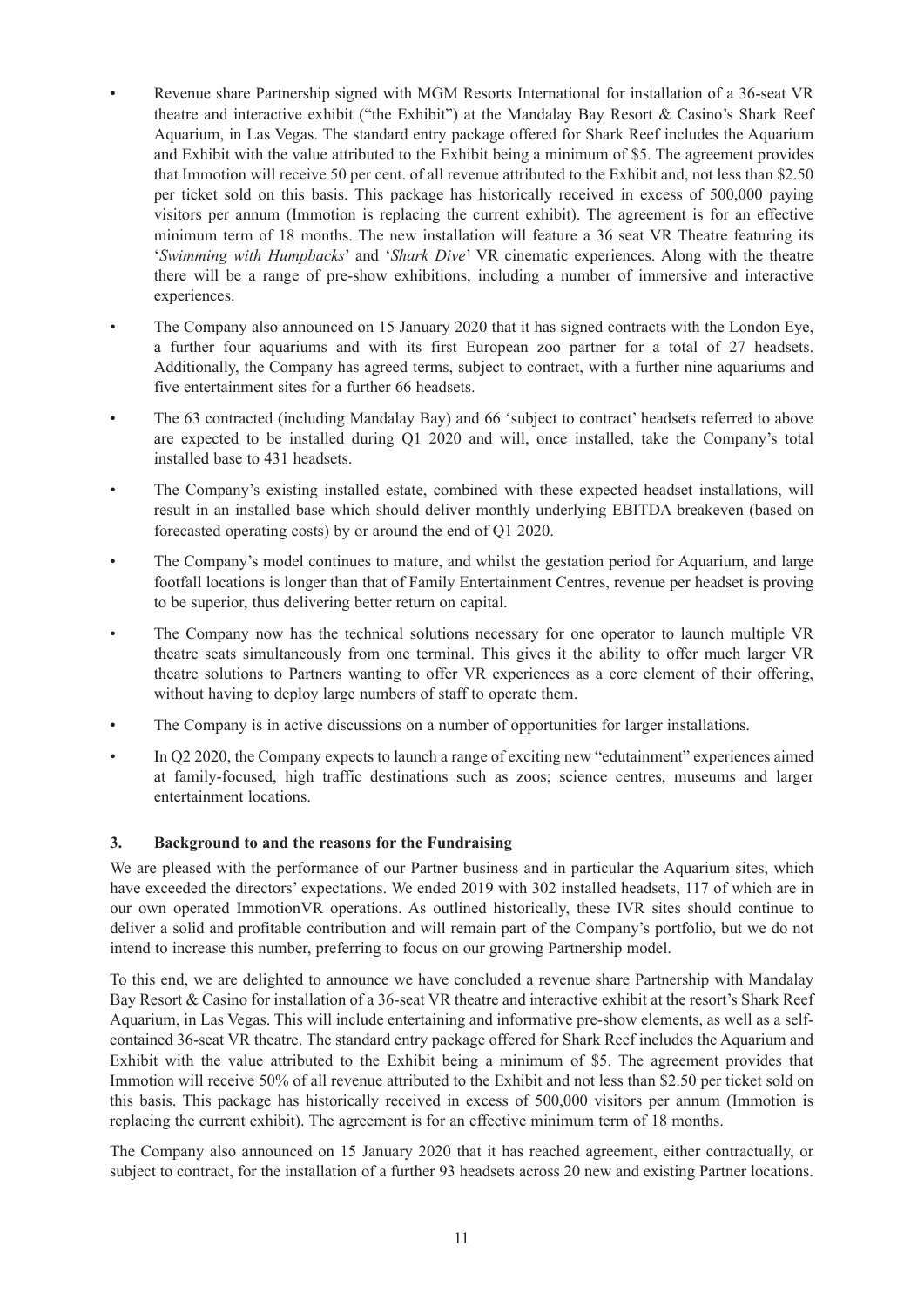- Revenue share Partnership signed with MGM Resorts International for installation of a 36-seat VR theatre and interactive exhibit ("the Exhibit") at the Mandalay Bay Resort & Casino's Shark Reef Aquarium, in Las Vegas. The standard entry package offered for Shark Reef includes the Aquarium and Exhibit with the value attributed to the Exhibit being a minimum of $5. The agreement provides that Immotion will receive 50 per cent. of all revenue attributed to the Exhibit and, not less than $2.50 per ticket sold on this basis. This package has historically received in excess of 500,000 paying visitors per annum (Immotion is replacing the current exhibit). The agreement is for an effective minimum term of 18 months. The new installation will feature a 36 seat VR Theatre featuring its '*Swimming with Humpbacks*' and '*Shark Dive*' VR cinematic experiences. Along with the theatre there will be a range of pre-show exhibitions, including a number of immersive and interactive experiences.
- The Company also announced on 15 January 2020 that it has signed contracts with the London Eye, a further four aquariums and with its first European zoo partner for a total of 27 headsets. Additionally, the Company has agreed terms, subject to contract, with a further nine aquariums and five entertainment sites for a further 66 headsets.
- The 63 contracted (including Mandalay Bay) and 66 'subject to contract' headsets referred to above are expected to be installed during Q1 2020 and will, once installed, take the Company's total installed base to 431 headsets.
- The Company's existing installed estate, combined with these expected headset installations, will result in an installed base which should deliver monthly underlying EBITDA breakeven (based on forecasted operating costs) by or around the end of Q1 2020.
- The Company's model continues to mature, and whilst the gestation period for Aquarium, and large footfall locations is longer than that of Family Entertainment Centres, revenue per headset is proving to be superior, thus delivering better return on capital.
- The Company now has the technical solutions necessary for one operator to launch multiple VR theatre seats simultaneously from one terminal. This gives it the ability to offer much larger VR theatre solutions to Partners wanting to offer VR experiences as a core element of their offering, without having to deploy large numbers of staff to operate them.
- The Company is in active discussions on a number of opportunities for larger installations.
- In Q2 2020, the Company expects to launch a range of exciting new "edutainment" experiences aimed at family-focused, high traffic destinations such as zoos; science centres, museums and larger entertainment locations.

### 3. Background to and the reasons for the Fundraising

We are pleased with the performance of our Partner business and in particular the Aquarium sites, which have exceeded the directors' expectations. We ended 2019 with 302 installed headsets, 117 of which are in our own operated ImmotionVR operations. As outlined historically, these IVR sites should continue to deliver a solid and profitable contribution and will remain part of the Company's portfolio, but we do not intend to increase this number, preferring to focus on our growing Partnership model.

To this end, we are delighted to announce we have concluded a revenue share Partnership with Mandalay Bay Resort & Casino for installation of a 36-seat VR theatre and interactive exhibit at the resort's Shark Reef Aquarium, in Las Vegas. This will include entertaining and informative pre-show elements, as well as a self-contained 36-seat VR theatre. The standard entry package offered for Shark Reef includes the Aquarium and Exhibit with the value attributed to the Exhibit being a minimum of $5. The agreement provides that Immotion will receive 50% of all revenue attributed to the Exhibit and not less than $2.50 per ticket sold on this basis. This package has historically received in excess of 500,000 visitors per annum (Immotion is replacing the current exhibit). The agreement is for an effective minimum term of 18 months.

The Company also announced on 15 January 2020 that it has reached agreement, either contractually, or subject to contract, for the installation of a further 93 headsets across 20 new and existing Partner locations.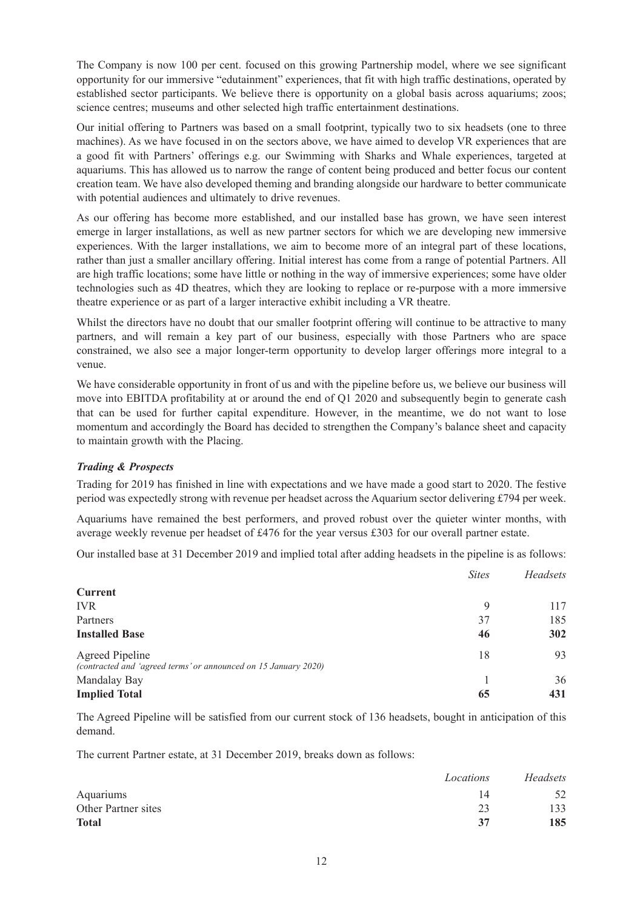The Company is now 100 per cent. focused on this growing Partnership model, where we see significant opportunity for our immersive "edutainment" experiences, that fit with high traffic destinations, operated by established sector participants. We believe there is opportunity on a global basis across aquariums; zoos; science centres; museums and other selected high traffic entertainment destinations.

Our initial offering to Partners was based on a small footprint, typically two to six headsets (one to three machines). As we have focused in on the sectors above, we have aimed to develop VR experiences that are a good fit with Partners' offerings e.g. our Swimming with Sharks and Whale experiences, targeted at aquariums. This has allowed us to narrow the range of content being produced and better focus our content creation team. We have also developed theming and branding alongside our hardware to better communicate with potential audiences and ultimately to drive revenues.

As our offering has become more established, and our installed base has grown, we have seen interest emerge in larger installations, as well as new partner sectors for which we are developing new immersive experiences. With the larger installations, we aim to become more of an integral part of these locations, rather than just a smaller ancillary offering. Initial interest has come from a range of potential Partners. All are high traffic locations; some have little or nothing in the way of immersive experiences; some have older technologies such as 4D theatres, which they are looking to replace or re-purpose with a more immersive theatre experience or as part of a larger interactive exhibit including a VR theatre.

Whilst the directors have no doubt that our smaller footprint offering will continue to be attractive to many partners, and will remain a key part of our business, especially with those Partners who are space constrained, we also see a major longer-term opportunity to develop larger offerings more integral to a venue.

We have considerable opportunity in front of us and with the pipeline before us, we believe our business will move into EBITDA profitability at or around the end of Q1 2020 and subsequently begin to generate cash that can be used for further capital expenditure. However, in the meantime, we do not want to lose momentum and accordingly the Board has decided to strengthen the Company's balance sheet and capacity to maintain growth with the Placing.

### *Trading & Prospects*

Trading for 2019 has finished in line with expectations and we have made a good start to 2020. The festive period was expectedly strong with revenue per headset across the Aquarium sector delivering £794 per week.

Aquariums have remained the best performers, and proved robust over the quieter winter months, with average weekly revenue per headset of £476 for the year versus £303 for our overall partner estate.

Our installed base at 31 December 2019 and implied total after adding headsets in the pipeline is as follows:

| | *Sites* | *Headsets* |
|---|---|---|
| **Current** | | |
| IVR | 9 | 117 |
| Partners | 37 | 185 |
| **Installed Base** | **46** | **302** |
| Agreed Pipeline<br>*(contracted and 'agreed terms' or announced on 15 January 2020)* | 18 | 93 |
| Mandalay Bay | 1 | 36 |
| **Implied Total** | **65** | **431** |

The Agreed Pipeline will be satisfied from our current stock of 136 headsets, bought in anticipation of this demand.

The current Partner estate, at 31 December 2019, breaks down as follows:

| | *Locations* | *Headsets* |
|---|---|---|
| Aquariums | 14 | 52 |
| Other Partner sites | 23 | 133 |
| **Total** | **37** | **185** |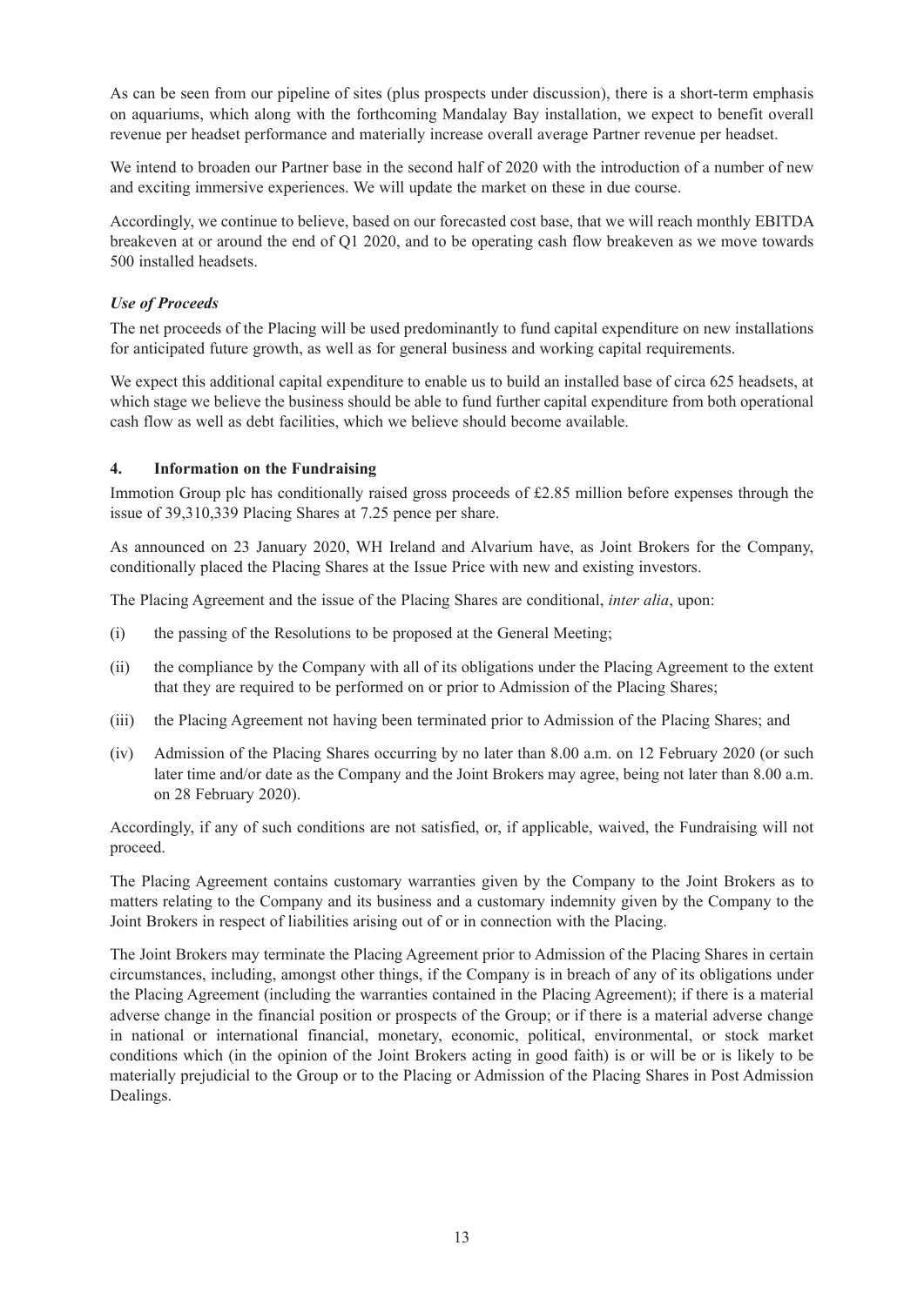As can be seen from our pipeline of sites (plus prospects under discussion), there is a short-term emphasis on aquariums, which along with the forthcoming Mandalay Bay installation, we expect to benefit overall revenue per headset performance and materially increase overall average Partner revenue per headset.

We intend to broaden our Partner base in the second half of 2020 with the introduction of a number of new and exciting immersive experiences. We will update the market on these in due course.

Accordingly, we continue to believe, based on our forecasted cost base, that we will reach monthly EBITDA breakeven at or around the end of Q1 2020, and to be operating cash flow breakeven as we move towards 500 installed headsets.

***Use of Proceeds***

The net proceeds of the Placing will be used predominantly to fund capital expenditure on new installations for anticipated future growth, as well as for general business and working capital requirements.

We expect this additional capital expenditure to enable us to build an installed base of circa 625 headsets, at which stage we believe the business should be able to fund further capital expenditure from both operational cash flow as well as debt facilities, which we believe should become available.

## 4. Information on the Fundraising

Immotion Group plc has conditionally raised gross proceeds of £2.85 million before expenses through the issue of 39,310,339 Placing Shares at 7.25 pence per share.

As announced on 23 January 2020, WH Ireland and Alvarium have, as Joint Brokers for the Company, conditionally placed the Placing Shares at the Issue Price with new and existing investors.

The Placing Agreement and the issue of the Placing Shares are conditional, *inter alia*, upon:

(i) the passing of the Resolutions to be proposed at the General Meeting;

(ii) the compliance by the Company with all of its obligations under the Placing Agreement to the extent that they are required to be performed on or prior to Admission of the Placing Shares;

(iii) the Placing Agreement not having been terminated prior to Admission of the Placing Shares; and

(iv) Admission of the Placing Shares occurring by no later than 8.00 a.m. on 12 February 2020 (or such later time and/or date as the Company and the Joint Brokers may agree, being not later than 8.00 a.m. on 28 February 2020).

Accordingly, if any of such conditions are not satisfied, or, if applicable, waived, the Fundraising will not proceed.

The Placing Agreement contains customary warranties given by the Company to the Joint Brokers as to matters relating to the Company and its business and a customary indemnity given by the Company to the Joint Brokers in respect of liabilities arising out of or in connection with the Placing.

The Joint Brokers may terminate the Placing Agreement prior to Admission of the Placing Shares in certain circumstances, including, amongst other things, if the Company is in breach of any of its obligations under the Placing Agreement (including the warranties contained in the Placing Agreement); if there is a material adverse change in the financial position or prospects of the Group; or if there is a material adverse change in national or international financial, monetary, economic, political, environmental, or stock market conditions which (in the opinion of the Joint Brokers acting in good faith) is or will be or is likely to be materially prejudicial to the Group or to the Placing or Admission of the Placing Shares in Post Admission Dealings.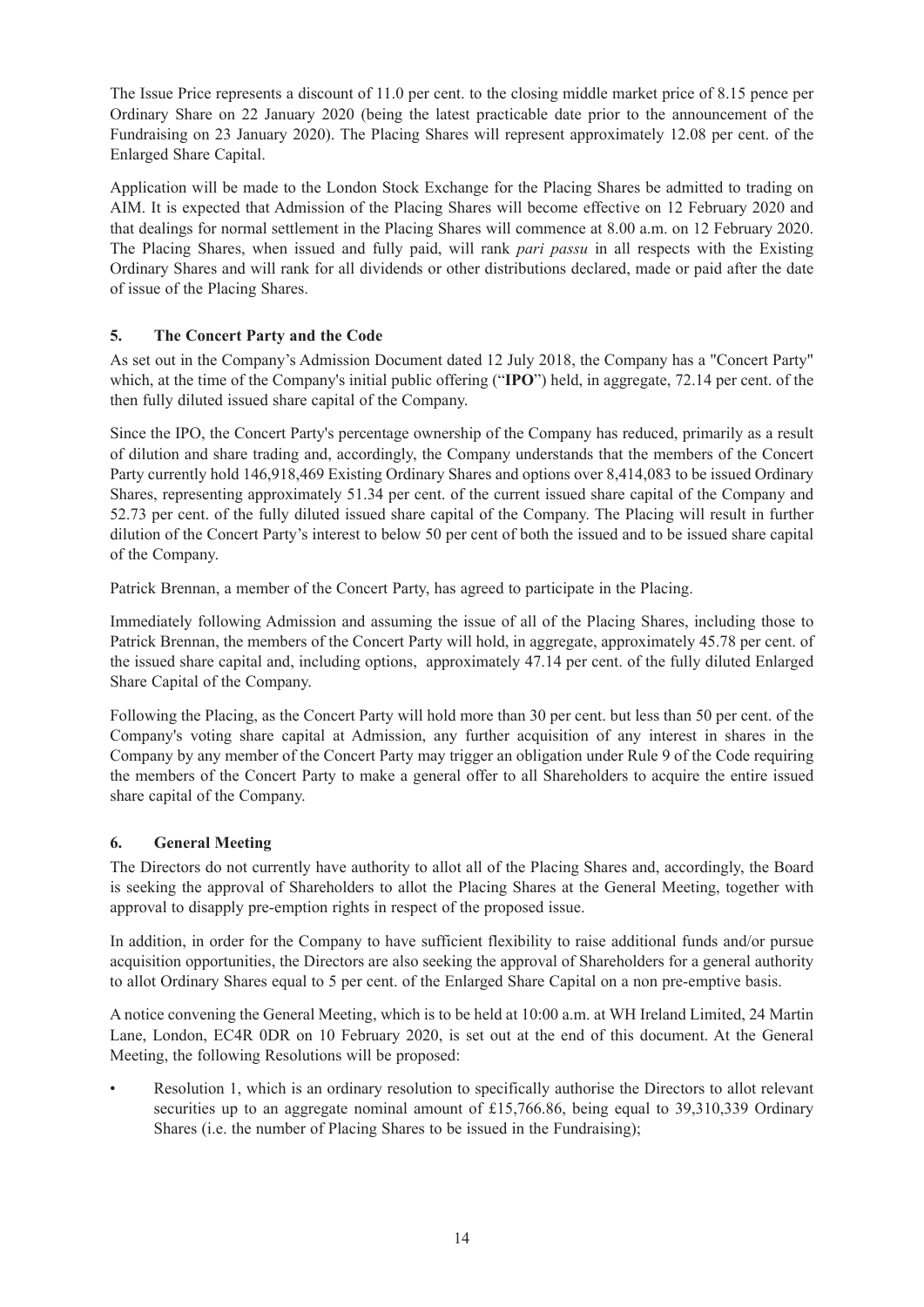The Issue Price represents a discount of 11.0 per cent. to the closing middle market price of 8.15 pence per Ordinary Share on 22 January 2020 (being the latest practicable date prior to the announcement of the Fundraising on 23 January 2020). The Placing Shares will represent approximately 12.08 per cent. of the Enlarged Share Capital.

Application will be made to the London Stock Exchange for the Placing Shares be admitted to trading on AIM. It is expected that Admission of the Placing Shares will become effective on 12 February 2020 and that dealings for normal settlement in the Placing Shares will commence at 8.00 a.m. on 12 February 2020. The Placing Shares, when issued and fully paid, will rank *pari passu* in all respects with the Existing Ordinary Shares and will rank for all dividends or other distributions declared, made or paid after the date of issue of the Placing Shares.

## 5. The Concert Party and the Code

As set out in the Company's Admission Document dated 12 July 2018, the Company has a "Concert Party" which, at the time of the Company's initial public offering ("**IPO**") held, in aggregate, 72.14 per cent. of the then fully diluted issued share capital of the Company.

Since the IPO, the Concert Party's percentage ownership of the Company has reduced, primarily as a result of dilution and share trading and, accordingly, the Company understands that the members of the Concert Party currently hold 146,918,469 Existing Ordinary Shares and options over 8,414,083 to be issued Ordinary Shares, representing approximately 51.34 per cent. of the current issued share capital of the Company and 52.73 per cent. of the fully diluted issued share capital of the Company. The Placing will result in further dilution of the Concert Party's interest to below 50 per cent of both the issued and to be issued share capital of the Company.

Patrick Brennan, a member of the Concert Party, has agreed to participate in the Placing.

Immediately following Admission and assuming the issue of all of the Placing Shares, including those to Patrick Brennan, the members of the Concert Party will hold, in aggregate, approximately 45.78 per cent. of the issued share capital and, including options, approximately 47.14 per cent. of the fully diluted Enlarged Share Capital of the Company.

Following the Placing, as the Concert Party will hold more than 30 per cent. but less than 50 per cent. of the Company's voting share capital at Admission, any further acquisition of any interest in shares in the Company by any member of the Concert Party may trigger an obligation under Rule 9 of the Code requiring the members of the Concert Party to make a general offer to all Shareholders to acquire the entire issued share capital of the Company.

## 6. General Meeting

The Directors do not currently have authority to allot all of the Placing Shares and, accordingly, the Board is seeking the approval of Shareholders to allot the Placing Shares at the General Meeting, together with approval to disapply pre-emption rights in respect of the proposed issue.

In addition, in order for the Company to have sufficient flexibility to raise additional funds and/or pursue acquisition opportunities, the Directors are also seeking the approval of Shareholders for a general authority to allot Ordinary Shares equal to 5 per cent. of the Enlarged Share Capital on a non pre-emptive basis.

A notice convening the General Meeting, which is to be held at 10:00 a.m. at WH Ireland Limited, 24 Martin Lane, London, EC4R 0DR on 10 February 2020, is set out at the end of this document. At the General Meeting, the following Resolutions will be proposed:

- Resolution 1, which is an ordinary resolution to specifically authorise the Directors to allot relevant securities up to an aggregate nominal amount of £15,766.86, being equal to 39,310,339 Ordinary Shares (i.e. the number of Placing Shares to be issued in the Fundraising);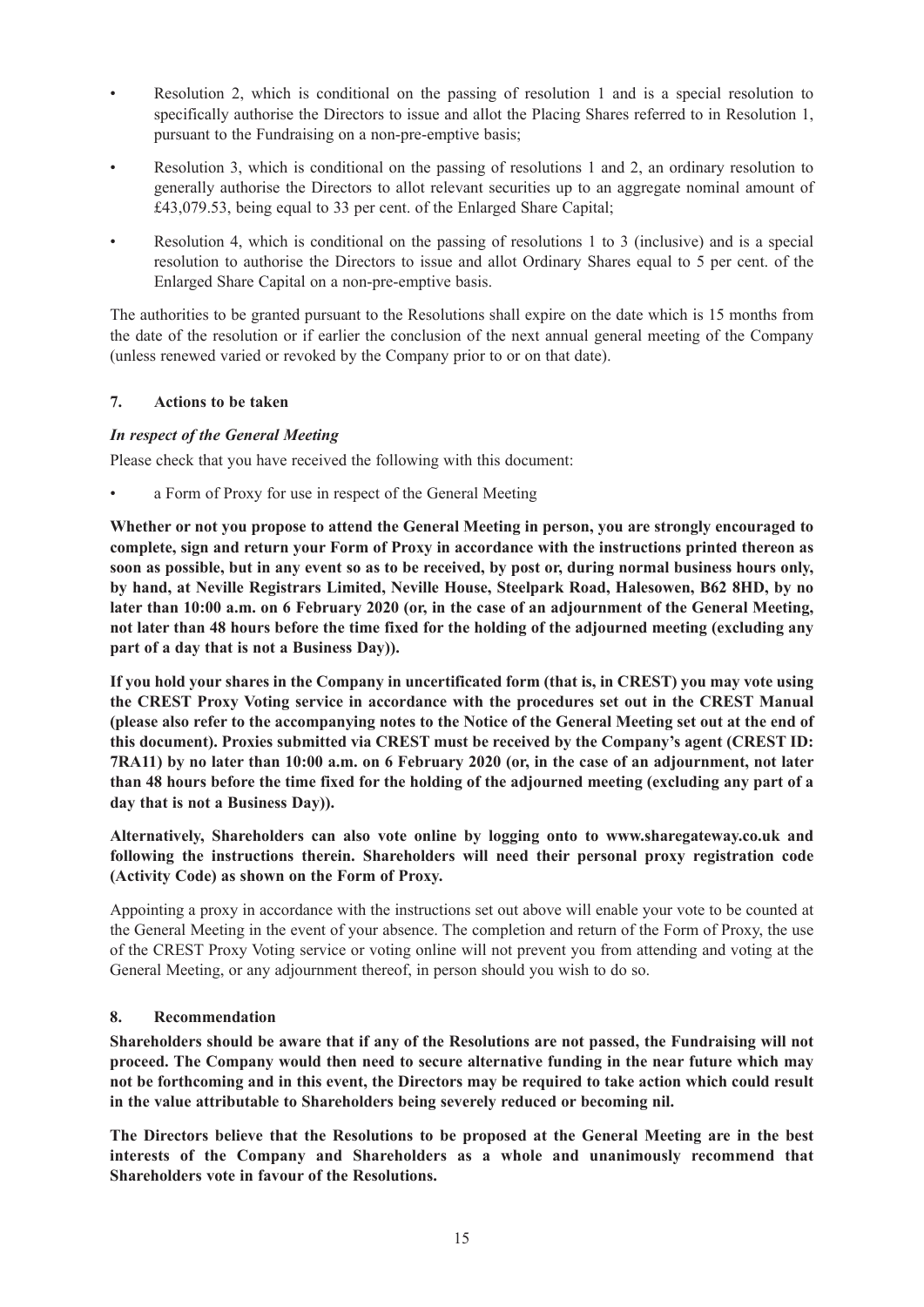- Resolution 2, which is conditional on the passing of resolution 1 and is a special resolution to specifically authorise the Directors to issue and allot the Placing Shares referred to in Resolution 1, pursuant to the Fundraising on a non-pre-emptive basis;
- Resolution 3, which is conditional on the passing of resolutions 1 and 2, an ordinary resolution to generally authorise the Directors to allot relevant securities up to an aggregate nominal amount of £43,079.53, being equal to 33 per cent. of the Enlarged Share Capital;
- Resolution 4, which is conditional on the passing of resolutions 1 to 3 (inclusive) and is a special resolution to authorise the Directors to issue and allot Ordinary Shares equal to 5 per cent. of the Enlarged Share Capital on a non-pre-emptive basis.

The authorities to be granted pursuant to the Resolutions shall expire on the date which is 15 months from the date of the resolution or if earlier the conclusion of the next annual general meeting of the Company (unless renewed varied or revoked by the Company prior to or on that date).

## 7. Actions to be taken

### *In respect of the General Meeting*

Please check that you have received the following with this document:

- a Form of Proxy for use in respect of the General Meeting

**Whether or not you propose to attend the General Meeting in person, you are strongly encouraged to complete, sign and return your Form of Proxy in accordance with the instructions printed thereon as soon as possible, but in any event so as to be received, by post or, during normal business hours only, by hand, at Neville Registrars Limited, Neville House, Steelpark Road, Halesowen, B62 8HD, by no later than 10:00 a.m. on 6 February 2020 (or, in the case of an adjournment of the General Meeting, not later than 48 hours before the time fixed for the holding of the adjourned meeting (excluding any part of a day that is not a Business Day)).**

**If you hold your shares in the Company in uncertificated form (that is, in CREST) you may vote using the CREST Proxy Voting service in accordance with the procedures set out in the CREST Manual (please also refer to the accompanying notes to the Notice of the General Meeting set out at the end of this document). Proxies submitted via CREST must be received by the Company's agent (CREST ID: 7RA11) by no later than 10:00 a.m. on 6 February 2020 (or, in the case of an adjournment, not later than 48 hours before the time fixed for the holding of the adjourned meeting (excluding any part of a day that is not a Business Day)).**

**Alternatively, Shareholders can also vote online by logging onto to www.sharegateway.co.uk and following the instructions therein. Shareholders will need their personal proxy registration code (Activity Code) as shown on the Form of Proxy.**

Appointing a proxy in accordance with the instructions set out above will enable your vote to be counted at the General Meeting in the event of your absence. The completion and return of the Form of Proxy, the use of the CREST Proxy Voting service or voting online will not prevent you from attending and voting at the General Meeting, or any adjournment thereof, in person should you wish to do so.

## 8. Recommendation

**Shareholders should be aware that if any of the Resolutions are not passed, the Fundraising will not proceed. The Company would then need to secure alternative funding in the near future which may not be forthcoming and in this event, the Directors may be required to take action which could result in the value attributable to Shareholders being severely reduced or becoming nil.**

**The Directors believe that the Resolutions to be proposed at the General Meeting are in the best interests of the Company and Shareholders as a whole and unanimously recommend that Shareholders vote in favour of the Resolutions.**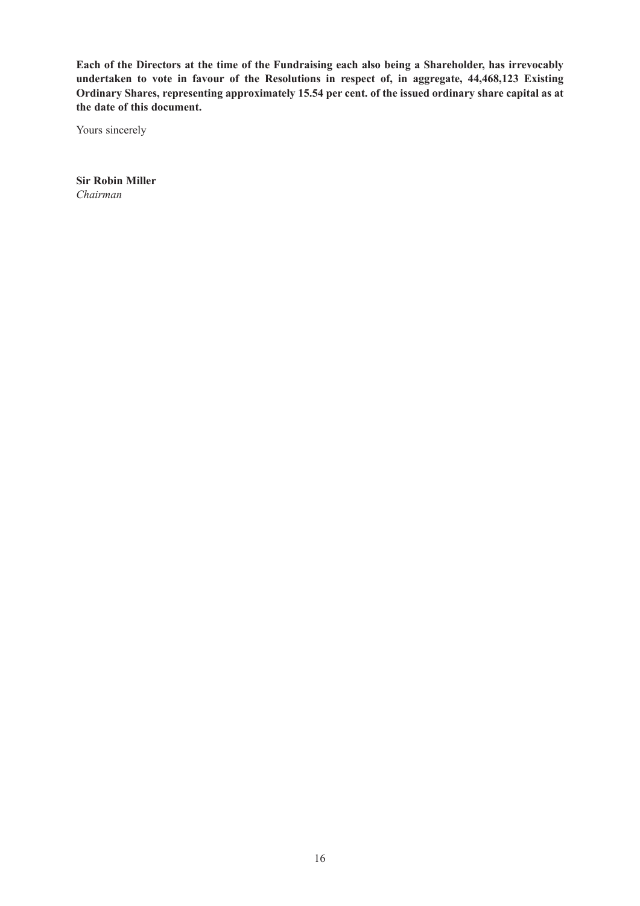**Each of the Directors at the time of the Fundraising each also being a Shareholder, has irrevocably undertaken to vote in favour of the Resolutions in respect of, in aggregate, 44,468,123 Existing Ordinary Shares, representing approximately 15.54 per cent. of the issued ordinary share capital as at the date of this document.**

Yours sincerely

**Sir Robin Miller**
*Chairman*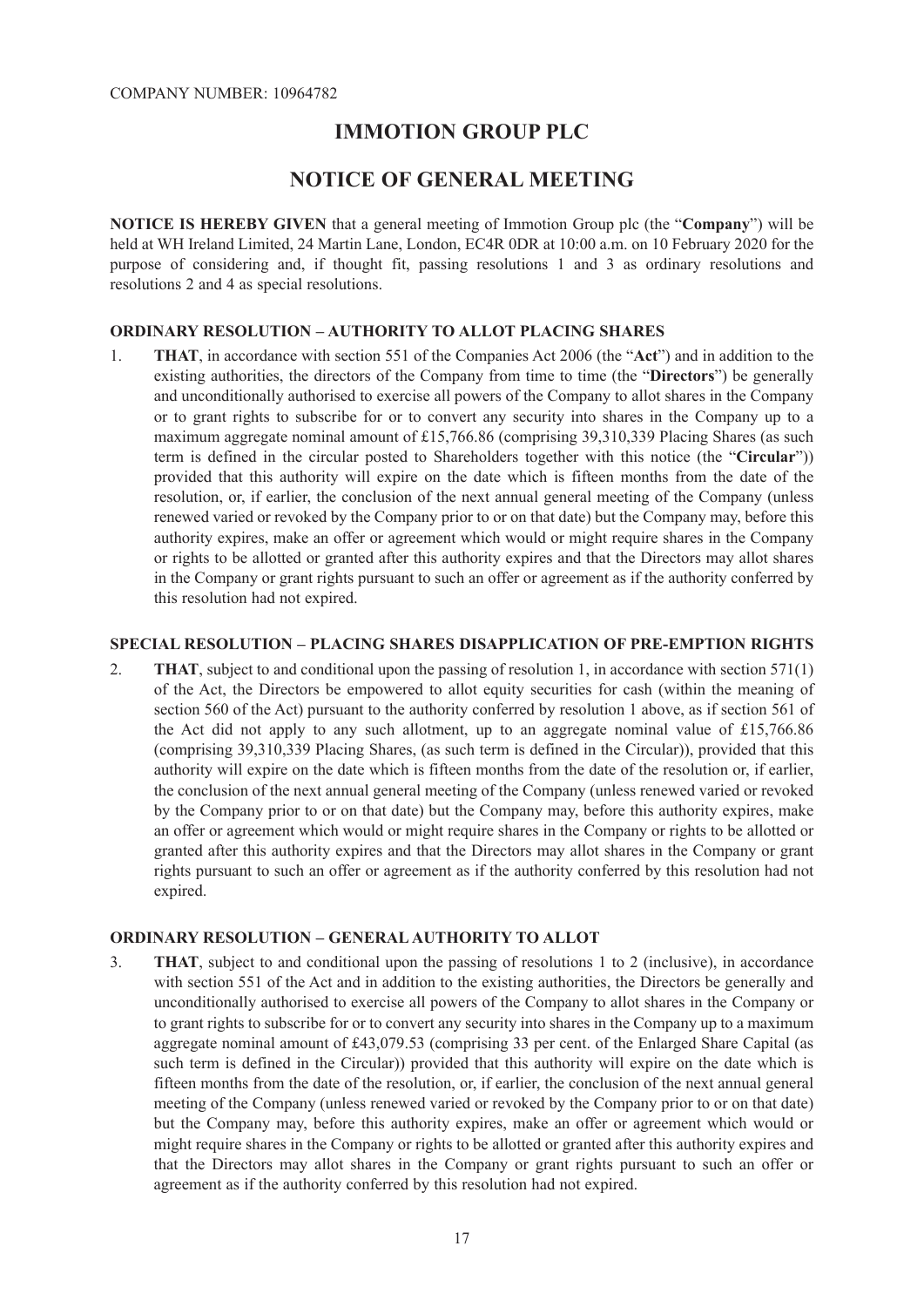COMPANY NUMBER: 10964782

# IMMOTION GROUP PLC

# NOTICE OF GENERAL MEETING

**NOTICE IS HEREBY GIVEN** that a general meeting of Immotion Group plc (the "**Company**") will be held at WH Ireland Limited, 24 Martin Lane, London, EC4R 0DR at 10:00 a.m. on 10 February 2020 for the purpose of considering and, if thought fit, passing resolutions 1 and 3 as ordinary resolutions and resolutions 2 and 4 as special resolutions.

### ORDINARY RESOLUTION – AUTHORITY TO ALLOT PLACING SHARES

1. **THAT**, in accordance with section 551 of the Companies Act 2006 (the "**Act**") and in addition to the existing authorities, the directors of the Company from time to time (the "**Directors**") be generally and unconditionally authorised to exercise all powers of the Company to allot shares in the Company or to grant rights to subscribe for or to convert any security into shares in the Company up to a maximum aggregate nominal amount of £15,766.86 (comprising 39,310,339 Placing Shares (as such term is defined in the circular posted to Shareholders together with this notice (the "**Circular**")) provided that this authority will expire on the date which is fifteen months from the date of the resolution, or, if earlier, the conclusion of the next annual general meeting of the Company (unless renewed varied or revoked by the Company prior to or on that date) but the Company may, before this authority expires, make an offer or agreement which would or might require shares in the Company or rights to be allotted or granted after this authority expires and that the Directors may allot shares in the Company or grant rights pursuant to such an offer or agreement as if the authority conferred by this resolution had not expired.

### SPECIAL RESOLUTION – PLACING SHARES DISAPPLICATION OF PRE-EMPTION RIGHTS

2. **THAT**, subject to and conditional upon the passing of resolution 1, in accordance with section 571(1) of the Act, the Directors be empowered to allot equity securities for cash (within the meaning of section 560 of the Act) pursuant to the authority conferred by resolution 1 above, as if section 561 of the Act did not apply to any such allotment, up to an aggregate nominal value of £15,766.86 (comprising 39,310,339 Placing Shares, (as such term is defined in the Circular)), provided that this authority will expire on the date which is fifteen months from the date of the resolution or, if earlier, the conclusion of the next annual general meeting of the Company (unless renewed varied or revoked by the Company prior to or on that date) but the Company may, before this authority expires, make an offer or agreement which would or might require shares in the Company or rights to be allotted or granted after this authority expires and that the Directors may allot shares in the Company or grant rights pursuant to such an offer or agreement as if the authority conferred by this resolution had not expired.

### ORDINARY RESOLUTION – GENERAL AUTHORITY TO ALLOT

3. **THAT**, subject to and conditional upon the passing of resolutions 1 to 2 (inclusive), in accordance with section 551 of the Act and in addition to the existing authorities, the Directors be generally and unconditionally authorised to exercise all powers of the Company to allot shares in the Company or to grant rights to subscribe for or to convert any security into shares in the Company up to a maximum aggregate nominal amount of £43,079.53 (comprising 33 per cent. of the Enlarged Share Capital (as such term is defined in the Circular)) provided that this authority will expire on the date which is fifteen months from the date of the resolution, or, if earlier, the conclusion of the next annual general meeting of the Company (unless renewed varied or revoked by the Company prior to or on that date) but the Company may, before this authority expires, make an offer or agreement which would or might require shares in the Company or rights to be allotted or granted after this authority expires and that the Directors may allot shares in the Company or grant rights pursuant to such an offer or agreement as if the authority conferred by this resolution had not expired.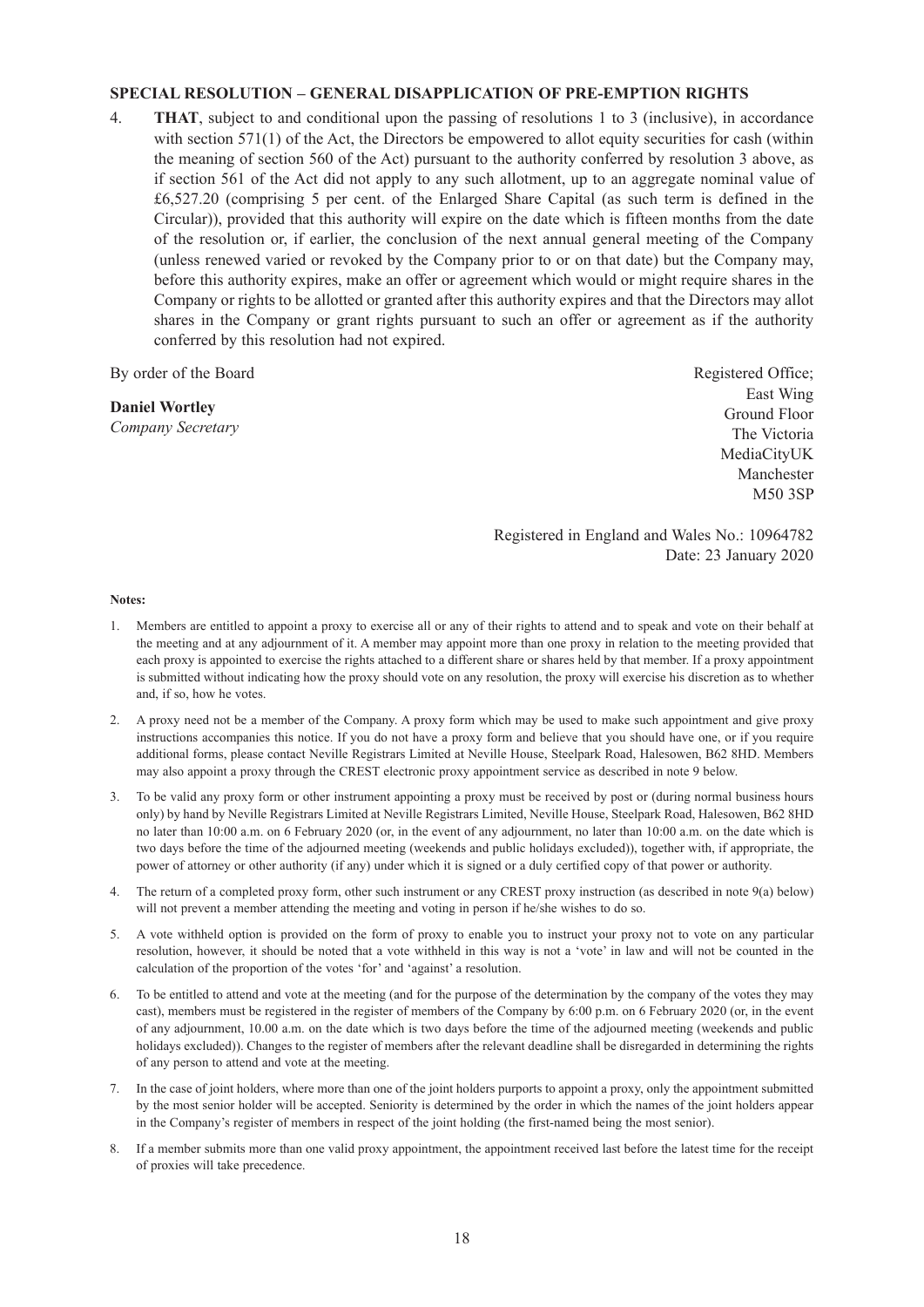**SPECIAL RESOLUTION – GENERAL DISAPPLICATION OF PRE-EMPTION RIGHTS**

4. **THAT**, subject to and conditional upon the passing of resolutions 1 to 3 (inclusive), in accordance with section 571(1) of the Act, the Directors be empowered to allot equity securities for cash (within the meaning of section 560 of the Act) pursuant to the authority conferred by resolution 3 above, as if section 561 of the Act did not apply to any such allotment, up to an aggregate nominal value of £6,527.20 (comprising 5 per cent. of the Enlarged Share Capital (as such term is defined in the Circular)), provided that this authority will expire on the date which is fifteen months from the date of the resolution or, if earlier, the conclusion of the next annual general meeting of the Company (unless renewed varied or revoked by the Company prior to or on that date) but the Company may, before this authority expires, make an offer or agreement which would or might require shares in the Company or rights to be allotted or granted after this authority expires and that the Directors may allot shares in the Company or grant rights pursuant to such an offer or agreement as if the authority conferred by this resolution had not expired.

By order of the Board

**Daniel Wortley**
*Company Secretary*

Registered Office;
East Wing
Ground Floor
The Victoria
MediaCityUK
Manchester
M50 3SP

Registered in England and Wales No.: 10964782
Date: 23 January 2020

**Notes:**

1. Members are entitled to appoint a proxy to exercise all or any of their rights to attend and to speak and vote on their behalf at the meeting and at any adjournment of it. A member may appoint more than one proxy in relation to the meeting provided that each proxy is appointed to exercise the rights attached to a different share or shares held by that member. If a proxy appointment is submitted without indicating how the proxy should vote on any resolution, the proxy will exercise his discretion as to whether and, if so, how he votes.
2. A proxy need not be a member of the Company. A proxy form which may be used to make such appointment and give proxy instructions accompanies this notice. If you do not have a proxy form and believe that you should have one, or if you require additional forms, please contact Neville Registrars Limited at Neville House, Steelpark Road, Halesowen, B62 8HD. Members may also appoint a proxy through the CREST electronic proxy appointment service as described in note 9 below.
3. To be valid any proxy form or other instrument appointing a proxy must be received by post or (during normal business hours only) by hand by Neville Registrars Limited at Neville Registrars Limited, Neville House, Steelpark Road, Halesowen, B62 8HD no later than 10:00 a.m. on 6 February 2020 (or, in the event of any adjournment, no later than 10:00 a.m. on the date which is two days before the time of the adjourned meeting (weekends and public holidays excluded)), together with, if appropriate, the power of attorney or other authority (if any) under which it is signed or a duly certified copy of that power or authority.
4. The return of a completed proxy form, other such instrument or any CREST proxy instruction (as described in note 9(a) below) will not prevent a member attending the meeting and voting in person if he/she wishes to do so.
5. A vote withheld option is provided on the form of proxy to enable you to instruct your proxy not to vote on any particular resolution, however, it should be noted that a vote withheld in this way is not a 'vote' in law and will not be counted in the calculation of the proportion of the votes 'for' and 'against' a resolution.
6. To be entitled to attend and vote at the meeting (and for the purpose of the determination by the company of the votes they may cast), members must be registered in the register of members of the Company by 6:00 p.m. on 6 February 2020 (or, in the event of any adjournment, 10.00 a.m. on the date which is two days before the time of the adjourned meeting (weekends and public holidays excluded)). Changes to the register of members after the relevant deadline shall be disregarded in determining the rights of any person to attend and vote at the meeting.
7. In the case of joint holders, where more than one of the joint holders purports to appoint a proxy, only the appointment submitted by the most senior holder will be accepted. Seniority is determined by the order in which the names of the joint holders appear in the Company's register of members in respect of the joint holding (the first-named being the most senior).
8. If a member submits more than one valid proxy appointment, the appointment received last before the latest time for the receipt of proxies will take precedence.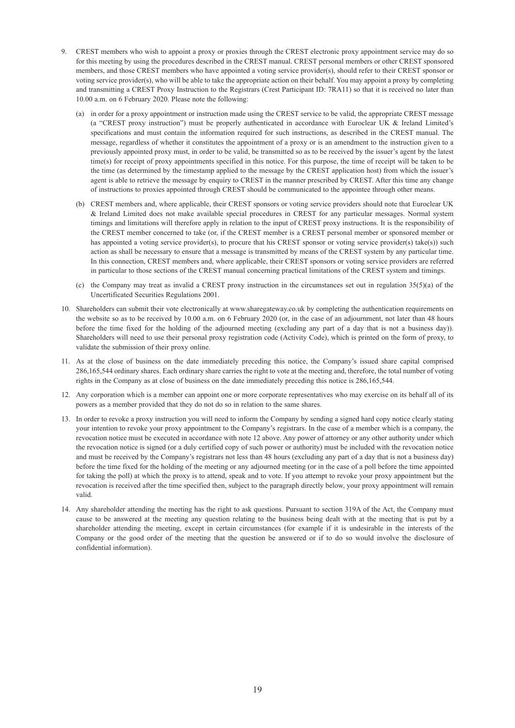9. CREST members who wish to appoint a proxy or proxies through the CREST electronic proxy appointment service may do so for this meeting by using the procedures described in the CREST manual. CREST personal members or other CREST sponsored members, and those CREST members who have appointed a voting service provider(s), should refer to their CREST sponsor or voting service provider(s), who will be able to take the appropriate action on their behalf. You may appoint a proxy by completing and transmitting a CREST Proxy Instruction to the Registrars (Crest Participant ID: 7RA11) so that it is received no later than 10.00 a.m. on 6 February 2020. Please note the following:

   (a) in order for a proxy appointment or instruction made using the CREST service to be valid, the appropriate CREST message (a "CREST proxy instruction") must be properly authenticated in accordance with Euroclear UK & Ireland Limited's specifications and must contain the information required for such instructions, as described in the CREST manual. The message, regardless of whether it constitutes the appointment of a proxy or is an amendment to the instruction given to a previously appointed proxy must, in order to be valid, be transmitted so as to be received by the issuer's agent by the latest time(s) for receipt of proxy appointments specified in this notice. For this purpose, the time of receipt will be taken to be the time (as determined by the timestamp applied to the message by the CREST application host) from which the issuer's agent is able to retrieve the message by enquiry to CREST in the manner prescribed by CREST. After this time any change of instructions to proxies appointed through CREST should be communicated to the appointee through other means.

   (b) CREST members and, where applicable, their CREST sponsors or voting service providers should note that Euroclear UK & Ireland Limited does not make available special procedures in CREST for any particular messages. Normal system timings and limitations will therefore apply in relation to the input of CREST proxy instructions. It is the responsibility of the CREST member concerned to take (or, if the CREST member is a CREST personal member or sponsored member or has appointed a voting service provider(s), to procure that his CREST sponsor or voting service provider(s) take(s)) such action as shall be necessary to ensure that a message is transmitted by means of the CREST system by any particular time. In this connection, CREST members and, where applicable, their CREST sponsors or voting service providers are referred in particular to those sections of the CREST manual concerning practical limitations of the CREST system and timings.

   (c) the Company may treat as invalid a CREST proxy instruction in the circumstances set out in regulation 35(5)(a) of the Uncertificated Securities Regulations 2001.

10. Shareholders can submit their vote electronically at www.sharegateway.co.uk by completing the authentication requirements on the website so as to be received by 10.00 a.m. on 6 February 2020 (or, in the case of an adjournment, not later than 48 hours before the time fixed for the holding of the adjourned meeting (excluding any part of a day that is not a business day)). Shareholders will need to use their personal proxy registration code (Activity Code), which is printed on the form of proxy, to validate the submission of their proxy online.

11. As at the close of business on the date immediately preceding this notice, the Company's issued share capital comprised 286,165,544 ordinary shares. Each ordinary share carries the right to vote at the meeting and, therefore, the total number of voting rights in the Company as at close of business on the date immediately preceding this notice is 286,165,544.

12. Any corporation which is a member can appoint one or more corporate representatives who may exercise on its behalf all of its powers as a member provided that they do not do so in relation to the same shares.

13. In order to revoke a proxy instruction you will need to inform the Company by sending a signed hard copy notice clearly stating your intention to revoke your proxy appointment to the Company's registrars. In the case of a member which is a company, the revocation notice must be executed in accordance with note 12 above. Any power of attorney or any other authority under which the revocation notice is signed (or a duly certified copy of such power or authority) must be included with the revocation notice and must be received by the Company's registrars not less than 48 hours (excluding any part of a day that is not a business day) before the time fixed for the holding of the meeting or any adjourned meeting (or in the case of a poll before the time appointed for taking the poll) at which the proxy is to attend, speak and to vote. If you attempt to revoke your proxy appointment but the revocation is received after the time specified then, subject to the paragraph directly below, your proxy appointment will remain valid.

14. Any shareholder attending the meeting has the right to ask questions. Pursuant to section 319A of the Act, the Company must cause to be answered at the meeting any question relating to the business being dealt with at the meeting that is put by a shareholder attending the meeting, except in certain circumstances (for example if it is undesirable in the interests of the Company or the good order of the meeting that the question be answered or if to do so would involve the disclosure of confidential information).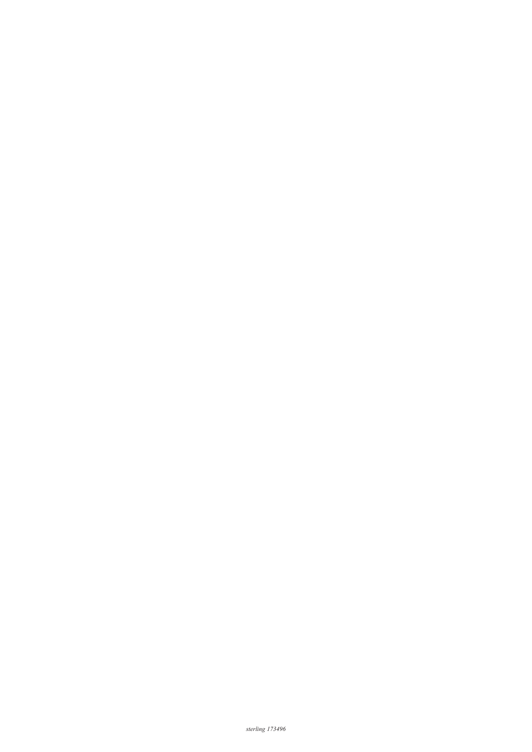*sterling 173496*